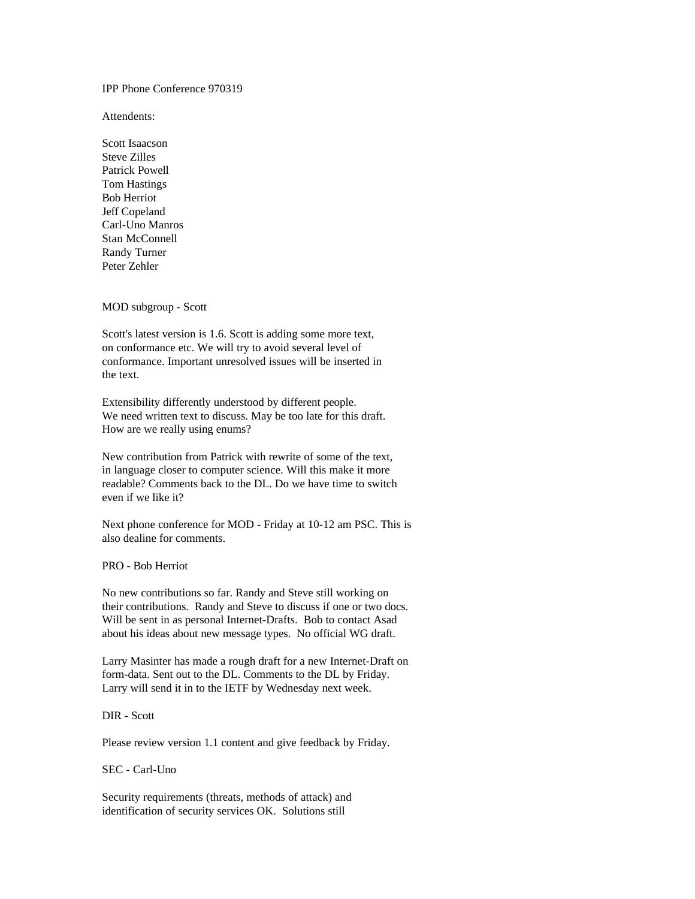IPP Phone Conference 970319

Attendents:

Scott Isaacson
Steve Zilles
Patrick Powell
Tom Hastings
Bob Herriot
Jeff Copeland
Carl-Uno Manros
Stan McConnell
Randy Turner
Peter Zehler

MOD subgroup - Scott

Scott's latest version is 1.6. Scott is adding some more text, on conformance etc. We will try to avoid several level of conformance. Important unresolved issues will be inserted in the text.

Extensibility differently understood by different people. We need written text to discuss. May be too late for this draft. How are we really using enums?

New contribution from Patrick with rewrite of some of the text, in language closer to computer science. Will this make it more readable? Comments back to the DL. Do we have time to switch even if we like it?

Next phone conference for MOD - Friday at 10-12 am PSC. This is also dealine for comments.

PRO - Bob Herriot

No new contributions so far. Randy and Steve still working on their contributions. Randy and Steve to discuss if one or two docs. Will be sent in as personal Internet-Drafts. Bob to contact Asad about his ideas about new message types. No official WG draft.

Larry Masinter has made a rough draft for a new Internet-Draft on form-data. Sent out to the DL. Comments to the DL by Friday. Larry will send it in to the IETF by Wednesday next week.

DIR - Scott

Please review version 1.1 content and give feedback by Friday.

SEC - Carl-Uno

Security requirements (threats, methods of attack) and identification of security services OK. Solutions still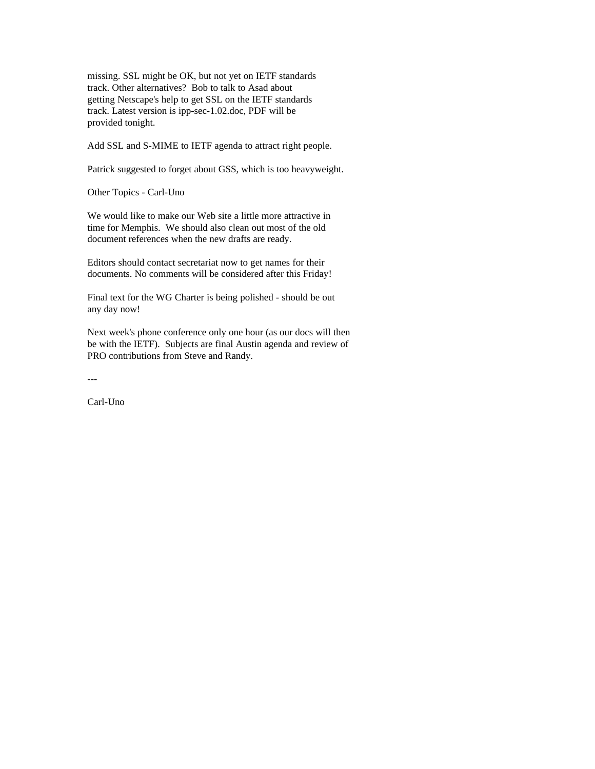missing. SSL might be OK, but not yet on IETF standards track. Other alternatives? Bob to talk to Asad about getting Netscape's help to get SSL on the IETF standards track. Latest version is ipp-sec-1.02.doc, PDF will be provided tonight.

Add SSL and S-MIME to IETF agenda to attract right people.

Patrick suggested to forget about GSS, which is too heavyweight.

Other Topics - Carl-Uno

We would like to make our Web site a little more attractive in time for Memphis. We should also clean out most of the old document references when the new drafts are ready.

Editors should contact secretariat now to get names for their documents. No comments will be considered after this Friday!

Final text for the WG Charter is being polished - should be out any day now!

Next week's phone conference only one hour (as our docs will then be with the IETF). Subjects are final Austin agenda and review of PRO contributions from Steve and Randy.

---

Carl-Uno